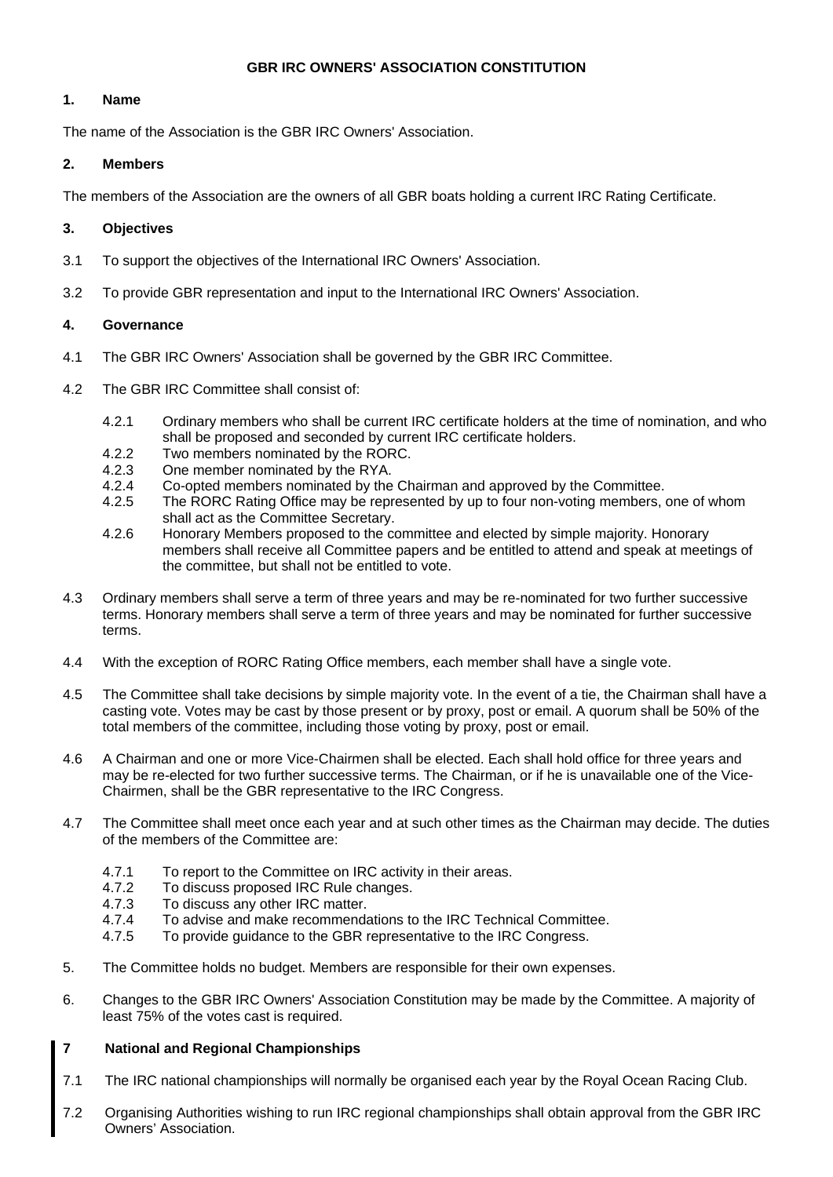# GBR IRC OWNERS' ASSOCIATION CONSTITUTION

## 1. Name

The name of the Association is the GBR IRC Owners' Association.

## 2. Members

The members of the Association are the owners of all GBR boats holding a current IRC Rating Certificate.

## 3. Objectives

3.1 To support the objectives of the International IRC Owners' Association.

3.2 To provide GBR representation and input to the International IRC Owners' Association.

## 4. Governance

4.1 The GBR IRC Owners' Association shall be governed by the GBR IRC Committee.

4.2 The GBR IRC Committee shall consist of:

- 4.2.1 Ordinary members who shall be current IRC certificate holders at the time of nomination, and who shall be proposed and seconded by current IRC certificate holders.
- 4.2.2 Two members nominated by the RORC.
- 4.2.3 One member nominated by the RYA.
- 4.2.4 Co-opted members nominated by the Chairman and approved by the Committee.
- 4.2.5 The RORC Rating Office may be represented by up to four non-voting members, one of whom shall act as the Committee Secretary.
- 4.2.6 Honorary Members proposed to the committee and elected by simple majority. Honorary members shall receive all Committee papers and be entitled to attend and speak at meetings of the committee, but shall not be entitled to vote.

4.3 Ordinary members shall serve a term of three years and may be re-nominated for two further successive terms. Honorary members shall serve a term of three years and may be nominated for further successive terms.

4.4 With the exception of RORC Rating Office members, each member shall have a single vote.

4.5 The Committee shall take decisions by simple majority vote. In the event of a tie, the Chairman shall have a casting vote. Votes may be cast by those present or by proxy, post or email. A quorum shall be 50% of the total members of the committee, including those voting by proxy, post or email.

4.6 A Chairman and one or more Vice-Chairmen shall be elected. Each shall hold office for three years and may be re-elected for two further successive terms. The Chairman, or if he is unavailable one of the Vice-Chairmen, shall be the GBR representative to the IRC Congress.

4.7 The Committee shall meet once each year and at such other times as the Chairman may decide. The duties of the members of the Committee are:

- 4.7.1 To report to the Committee on IRC activity in their areas.
- 4.7.2 To discuss proposed IRC Rule changes.
- 4.7.3 To discuss any other IRC matter.
- 4.7.4 To advise and make recommendations to the IRC Technical Committee.
- 4.7.5 To provide guidance to the GBR representative to the IRC Congress.

5. The Committee holds no budget. Members are responsible for their own expenses.

6. Changes to the GBR IRC Owners' Association Constitution may be made by the Committee. A majority of least 75% of the votes cast is required.

## 7 National and Regional Championships

7.1 The IRC national championships will normally be organised each year by the Royal Ocean Racing Club.

7.2 Organising Authorities wishing to run IRC regional championships shall obtain approval from the GBR IRC Owners' Association.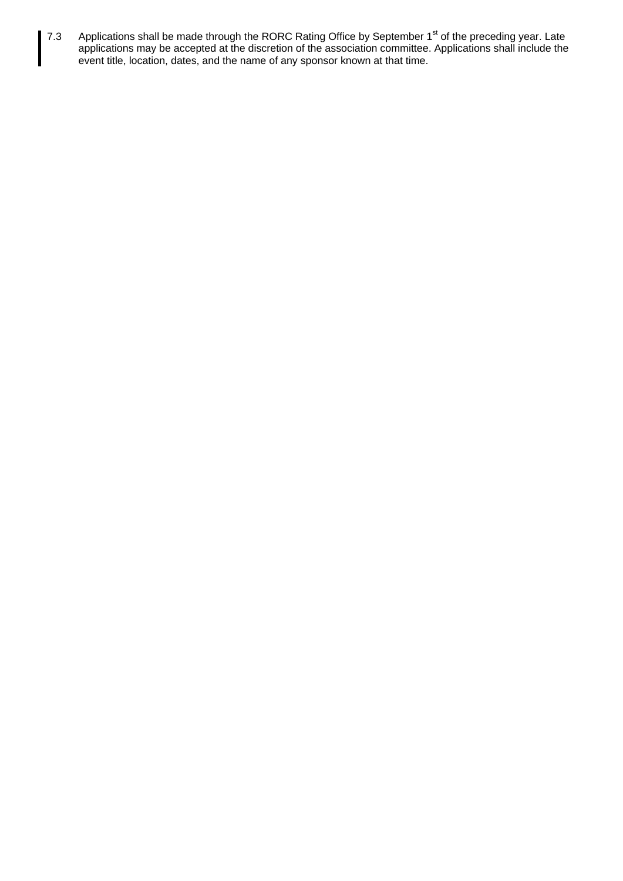7.3 Applications shall be made through the RORC Rating Office by September 1st of the preceding year. Late applications may be accepted at the discretion of the association committee. Applications shall include the event title, location, dates, and the name of any sponsor known at that time.